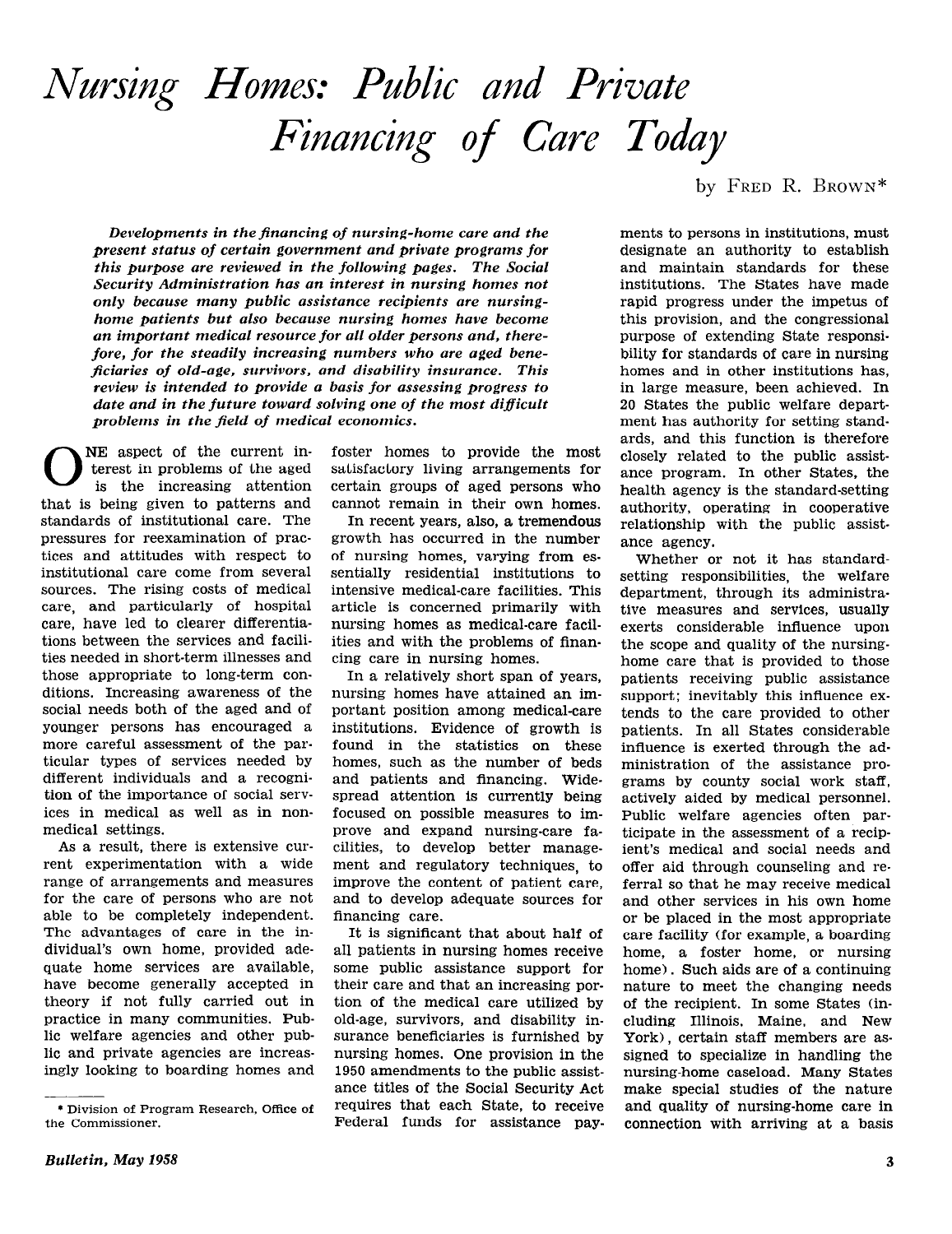# Nursing Homes: Public and Private Financing of Care Today

by Fred R. Brown*

*Developments in the financing of nursing-home care and the present status of certain government and private programs for this purpose are reviewed in the following pages. The Social Security Administration has an interest in nursing homes not only because many public assistance recipients are nursing-home patients but also because nursing homes have become an important medical resource for all older persons and, therefore, for the steadily increasing numbers who are aged beneficiaries of old-age, survivors, and disability insurance. This review is intended to provide a basis for assessing progress to date and in the future toward solving one of the most difficult problems in the field of medical economics.*

ONE aspect of the current interest in problems of the aged is the increasing attention that is being given to patterns and standards of institutional care. The pressures for reexamination of practices and attitudes with respect to institutional care come from several sources. The rising costs of medical care, and particularly of hospital care, have led to clearer differentiations between the services and facilities needed in short-term illnesses and those appropriate to long-term conditions. Increasing awareness of the social needs both of the aged and of younger persons has encouraged a more careful assessment of the particular types of services needed by different individuals and a recognition of the importance of social services in medical as well as in nonmedical settings.

As a result, there is extensive current experimentation with a wide range of arrangements and measures for the care of persons who are not able to be completely independent. The advantages of care in the individual's own home, provided adequate home services are available, have become generally accepted in theory if not fully carried out in practice in many communities. Public welfare agencies and other public and private agencies are increasingly looking to boarding homes and foster homes to provide the most satisfactory living arrangements for certain groups of aged persons who cannot remain in their own homes.

In recent years, also, a tremendous growth has occurred in the number of nursing homes, varying from essentially residential institutions to intensive medical-care facilities. This article is concerned primarily with nursing homes as medical-care facilities and with the problems of financing care in nursing homes.

In a relatively short span of years, nursing homes have attained an important position among medical-care institutions. Evidence of growth is found in the statistics on these homes, such as the number of beds and patients and financing. Widespread attention is currently being focused on possible measures to improve and expand nursing-care facilities, to develop better management and regulatory techniques, to improve the content of patient care, and to develop adequate sources for financing care.

It is significant that about half of all patients in nursing homes receive some public assistance support for their care and that an increasing portion of the medical care utilized by old-age, survivors, and disability insurance beneficiaries is furnished by nursing homes. One provision in the 1950 amendments to the public assistance titles of the Social Security Act requires that each State, to receive Federal funds for assistance payments to persons in institutions, must designate an authority to establish and maintain standards for these institutions. The States have made rapid progress under the impetus of this provision, and the congressional purpose of extending State responsibility for standards of care in nursing homes and in other institutions has, in large measure, been achieved. In 20 States the public welfare department has authority for setting standards, and this function is therefore closely related to the public assistance program. In other States, the health agency is the standard-setting authority, operating in cooperative relationship with the public assistance agency.

Whether or not it has standard-setting responsibilities, the welfare department, through its administrative measures and services, usually exerts considerable influence upon the scope and quality of the nursing-home care that is provided to those patients receiving public assistance support; inevitably this influence extends to the care provided to other patients. In all States considerable influence is exerted through the administration of the assistance programs by county social work staff, actively aided by medical personnel. Public welfare agencies often participate in the assessment of a recipient's medical and social needs and offer aid through counseling and referral so that he may receive medical and other services in his own home or be placed in the most appropriate care facility (for example, a boarding home, a foster home, or nursing home). Such aids are of a continuing nature to meet the changing needs of the recipient. In some States (including Illinois, Maine, and New York), certain staff members are assigned to specialize in handling the nursing-home caseload. Many States make special studies of the nature and quality of nursing-home care in connection with arriving at a basis

---

\* Division of Program Research, Office of the Commissioner.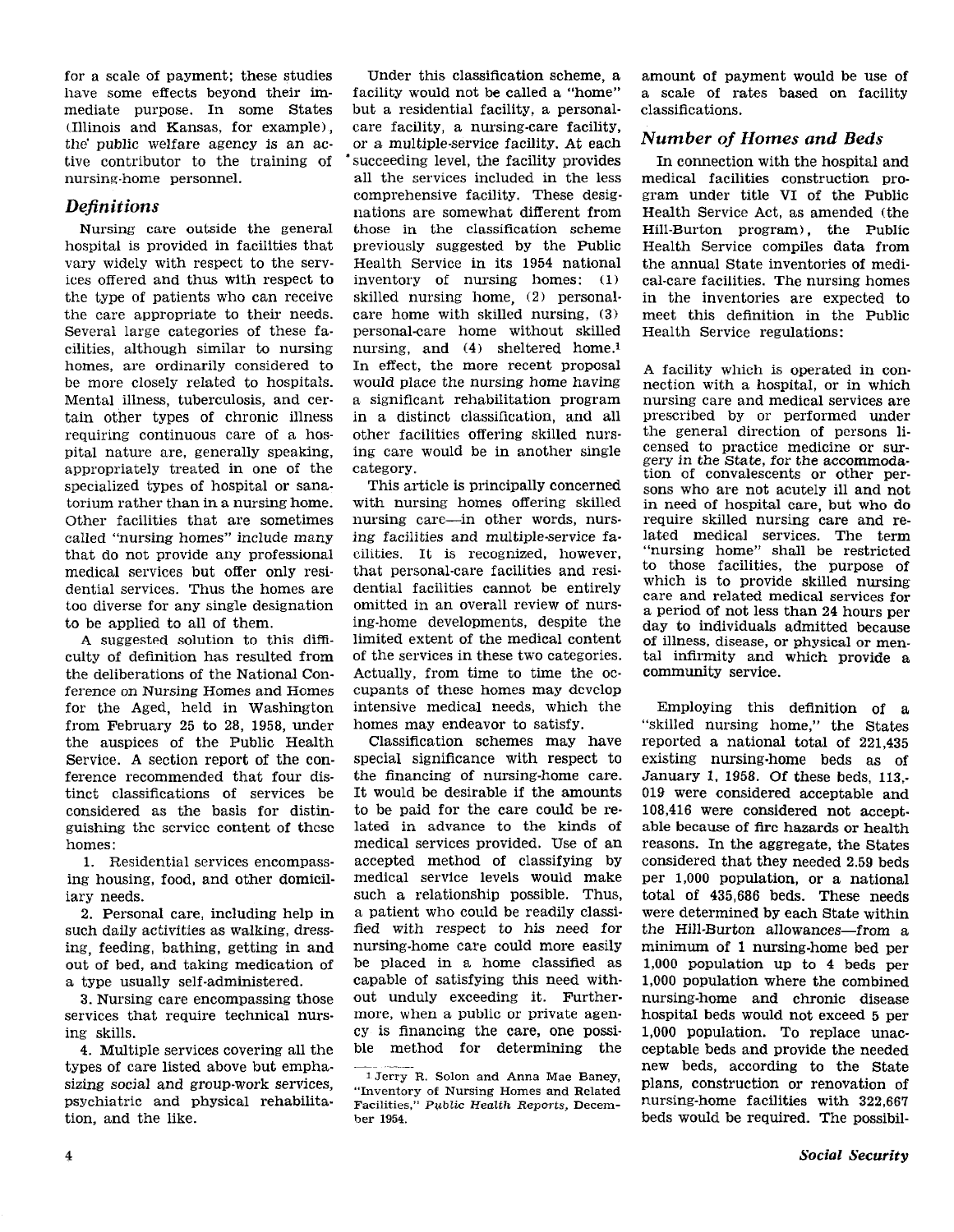for a scale of payment; these studies have some effects beyond their immediate purpose. In some States (Illinois and Kansas, for example), the public welfare agency is an active contributor to the training of nursing-home personnel.

## *Definitions*

Nursing care outside the general hospital is provided in facilities that vary widely with respect to the services offered and thus with respect to the type of patients who can receive the care appropriate to their needs. Several large categories of these facilities, although similar to nursing homes, are ordinarily considered to be more closely related to hospitals. Mental illness, tuberculosis, and certain other types of chronic illness requiring continuous care of a hospital nature are, generally speaking, appropriately treated in one of the specialized types of hospital or sanatorium rather than in a nursing home. Other facilities that are sometimes called "nursing homes" include many that do not provide any professional medical services but offer only residential services. Thus the homes are too diverse for any single designation to be applied to all of them.

A suggested solution to this difficulty of definition has resulted from the deliberations of the National Conference on Nursing Homes and Homes for the Aged, held in Washington from February 25 to 28, 1958, under the auspices of the Public Health Service. A section report of the conference recommended that four distinct classifications of services be considered as the basis for distinguishing the service content of these homes:

1. Residential services encompassing housing, food, and other domiciliary needs.
2. Personal care, including help in such daily activities as walking, dressing, feeding, bathing, getting in and out of bed, and taking medication of a type usually self-administered.
3. Nursing care encompassing those services that require technical nursing skills.
4. Multiple services covering all the types of care listed above but emphasizing social and group-work services, psychiatric and physical rehabilitation, and the like.

Under this classification scheme, a facility would not be called a "home" but a residential facility, a personal-care facility, a nursing-care facility, or a multiple-service facility. At each succeeding level, the facility provides all the services included in the less comprehensive facility. These designations are somewhat different from those in the classification scheme previously suggested by the Public Health Service in its 1954 national inventory of nursing homes: (1) skilled nursing home, (2) personal-care home with skilled nursing, (3) personal-care home without skilled nursing, and (4) sheltered home.[1] In effect, the more recent proposal would place the nursing home having a significant rehabilitation program in a distinct classification, and all other facilities offering skilled nursing care would be in another single category.

This article is principally concerned with nursing homes offering skilled nursing care—in other words, nursing facilities and multiple-service facilities. It is recognized, however, that personal-care facilities and residential facilities cannot be entirely omitted in an overall review of nursing-home developments, despite the limited extent of the medical content of the services in these two categories. Actually, from time to time the occupants of these homes may develop intensive medical needs, which the homes may endeavor to satisfy.

Classification schemes may have special significance with respect to the financing of nursing-home care. It would be desirable if the amounts to be paid for the care could be related in advance to the kinds of medical services provided. Use of an accepted method of classifying by medical service levels would make such a relationship possible. Thus, a patient who could be readily classified with respect to his need for nursing-home care could more easily be placed in a home classified as capable of satisfying this need without unduly exceeding it. Furthermore, when a public or private agency is financing the care, one possible method for determining the amount of payment would be use of a scale of rates based on facility classifications.

## *Number of Homes and Beds*

In connection with the hospital and medical facilities construction program under title VI of the Public Health Service Act, as amended (the Hill-Burton program), the Public Health Service compiles data from the annual State inventories of medical-care facilities. The nursing homes in the inventories are expected to meet this definition in the Public Health Service regulations:

> A facility which is operated in connection with a hospital, or in which nursing care and medical services are prescribed by or performed under the general direction of persons licensed to practice medicine or surgery in the State, for the accommodation of convalescents or other persons who are not acutely ill and not in need of hospital care, but who do require skilled nursing care and related medical services. The term "nursing home" shall be restricted to those facilities, the purpose of which is to provide skilled nursing care and related medical services for a period of not less than 24 hours per day to individuals admitted because of illness, disease, or physical or mental infirmity and which provide a community service.

Employing this definition of a "skilled nursing home," the States reported a national total of 221,435 existing nursing-home beds as of January 1, 1958. Of these beds, 113,019 were considered acceptable and 108,416 were considered not acceptable because of fire hazards or health reasons. In the aggregate, the States considered that they needed 2.59 beds per 1,000 population, or a national total of 435,686 beds. These needs were determined by each State within the Hill-Burton allowances—from a minimum of 1 nursing-home bed per 1,000 population up to 4 beds per 1,000 population where the combined nursing-home and chronic disease hospital beds would not exceed 5 per 1,000 population. To replace unacceptable beds and provide the needed new beds, according to the State plans, construction or renovation of nursing-home facilities with 322,667 beds would be required. The possibil-

[1] Jerry R. Solon and Anna Mae Baney, "Inventory of Nursing Homes and Related Facilities," *Public Health Reports*, December 1954.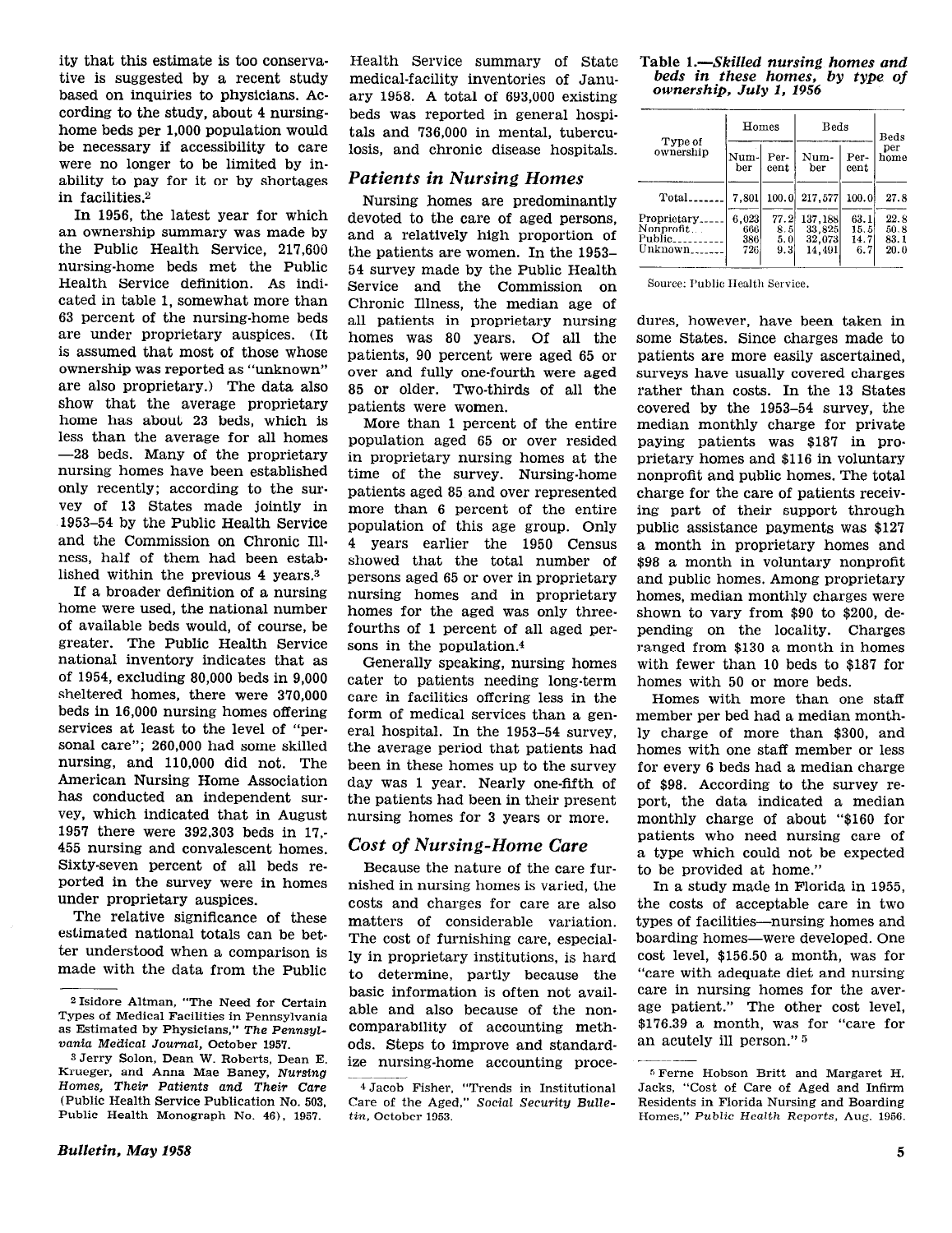ity that this estimate is too conservative is suggested by a recent study based on inquiries to physicians. According to the study, about 4 nursing-home beds per 1,000 population would be necessary if accessibility to care were no longer to be limited by inability to pay for it or by shortages in facilities.[2]

In 1956, the latest year for which an ownership summary was made by the Public Health Service, 217,600 nursing-home beds met the Public Health Service definition. As indicated in table 1, somewhat more than 63 percent of the nursing-home beds are under proprietary auspices. (It is assumed that most of those whose ownership was reported as "unknown" are also proprietary.) The data also show that the average proprietary home has about 23 beds, which is less than the average for all homes —28 beds. Many of the proprietary nursing homes have been established only recently; according to the survey of 13 States made jointly in 1953–54 by the Public Health Service and the Commission on Chronic Illness, half of them had been established within the previous 4 years.[3]

If a broader definition of a nursing home were used, the national number of available beds would, of course, be greater. The Public Health Service national inventory indicates that as of 1954, excluding 80,000 beds in 9,000 sheltered homes, there were 370,000 beds in 16,000 nursing homes offering services at least to the level of "personal care"; 260,000 had some skilled nursing, and 110,000 did not. The American Nursing Home Association has conducted an independent survey, which indicated that in August 1957 there were 392,303 beds in 17,455 nursing and convalescent homes. Sixty-seven percent of all beds reported in the survey were in homes under proprietary auspices.

The relative significance of these estimated national totals can be better understood when a comparison is made with the data from the Public Health Service summary of State medical-facility inventories of January 1958. A total of 693,000 existing beds was reported in general hospitals and 736,000 in mental, tuberculosis, and chronic disease hospitals.

## Patients in Nursing Homes

Nursing homes are predominantly devoted to the care of aged persons, and a relatively high proportion of the patients are women. In the 1953–54 survey made by the Public Health Service and the Commission on Chronic Illness, the median age of all patients in proprietary nursing homes was 80 years. Of all the patients, 90 percent were aged 65 or over and fully one-fourth were aged 85 or older. Two-thirds of all the patients were women.

More than 1 percent of the entire population aged 65 or over resided in proprietary nursing homes at the time of the survey. Nursing-home patients aged 85 and over represented more than 6 percent of the entire population of this age group. Only 4 years earlier the 1950 Census showed that the total number of persons aged 65 or over in proprietary nursing homes and in proprietary homes for the aged was only three-fourths of 1 percent of all aged persons in the population.[4]

Generally speaking, nursing homes cater to patients needing long-term care in facilities offering less in the form of medical services than a general hospital. In the 1953–54 survey, the average period that patients had been in these homes up to the survey day was 1 year. Nearly one-fifth of the patients had been in their present nursing homes for 3 years or more.

## Cost of Nursing-Home Care

Because the nature of the care furnished in nursing homes is varied, the costs and charges for care are also matters of considerable variation. The cost of furnishing care, especially in proprietary institutions, is hard to determine, partly because the basic information is often not available and also because of the noncomparability of accounting methods. Steps to improve and standardize nursing-home accounting procedures, however, have been taken in some States. Since charges made to patients are more easily ascertained, surveys have usually covered charges rather than costs. In the 13 States covered by the 1953–54 survey, the median monthly charge for private paying patients was $187 in proprietary homes and $116 in voluntary nonprofit and public homes. The total charge for the care of patients receiving part of their support through public assistance payments was $127 a month in proprietary homes and $98 a month in voluntary nonprofit and public homes. Among proprietary homes, median monthly charges were shown to vary from $90 to $200, depending on the locality. Charges ranged from $130 a month in homes with fewer than 10 beds to $187 for homes with 50 or more beds.

Homes with more than one staff member per bed had a median monthly charge of more than $300, and homes with one staff member or less for every 6 beds had a median charge of $98. According to the survey report, the data indicated a median monthly charge of about "$160 for patients who need nursing care of a type which could not be expected to be provided at home."

In a study made in Florida in 1955, the costs of acceptable care in two types of facilities—nursing homes and boarding homes—were developed. One cost level, $156.50 a month, was for "care with adequate diet and nursing care in nursing homes for the average patient." The other cost level, $176.39 a month, was for "care for an acutely ill person."[5]

**Table 1.—*Skilled nursing homes and beds in these homes, by type of ownership, July 1, 1956***

| Type of ownership | Homes | | Beds | | Beds per home |
|---|---|---|---|---|---|
| | Number | Percent | Number | Percent | |
| Total | 7,801 | 100.0 | 217,577 | 100.0 | 27.8 |
| Proprietary | 6,023 | 77.2 | 137,188 | 63.1 | 22.8 |
| Nonprofit | 666 | 8.5 | 33,825 | 15.5 | 50.8 |
| Public | 386 | 5.0 | 32,073 | 14.7 | 83.1 |
| Unknown | 726 | 9.3 | 14,491 | 6.7 | 20.0 |

Source: Public Health Service.

---

[2] Isidore Altman, "The Need for Certain Types of Medical Facilities in Pennsylvania as Estimated by Physicians," *The Pennsylvania Medical Journal*, October 1957.

[3] Jerry Solon, Dean W. Roberts, Dean E. Krueger, and Anna Mae Baney, *Nursing Homes, Their Patients and Their Care* (Public Health Service Publication No. 503, Public Health Monograph No. 46), 1957.

[4] Jacob Fisher, "Trends in Institutional Care of the Aged," *Social Security Bulletin*, October 1953.

[5] Ferne Hobson Britt and Margaret H. Jacks, "Cost of Care of Aged and Infirm Residents in Florida Nursing and Boarding Homes," *Public Health Reports*, Aug. 1956.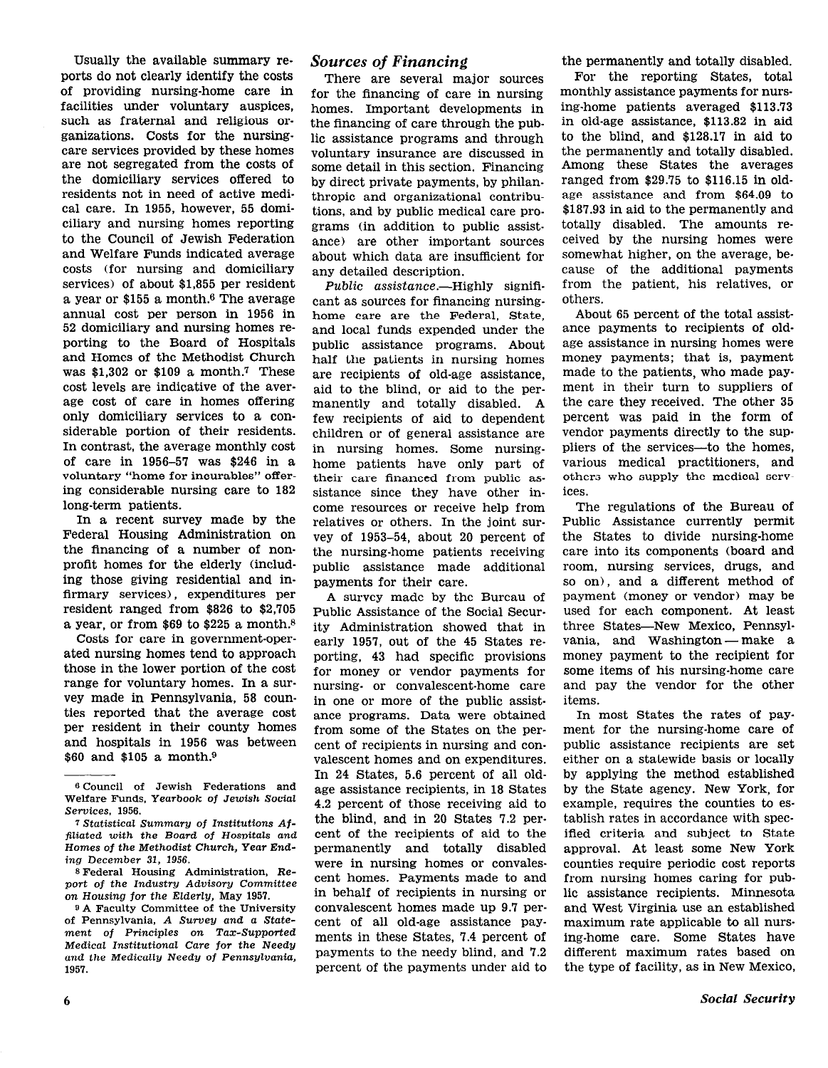Usually the available summary reports do not clearly identify the costs of providing nursing-home care in facilities under voluntary auspices, such as fraternal and religious organizations. Costs for the nursing-care services provided by these homes are not segregated from the costs of the domiciliary services offered to residents not in need of active medical care. In 1955, however, 55 domiciliary and nursing homes reporting to the Council of Jewish Federation and Welfare Funds indicated average costs (for nursing and domiciliary services) of about $1,855 per resident a year or $155 a month.[6] The average annual cost per person in 1956 in 52 domiciliary and nursing homes reporting to the Board of Hospitals and Homes of the Methodist Church was $1,302 or $109 a month.[7] These cost levels are indicative of the average cost of care in homes offering only domiciliary services to a considerable portion of their residents. In contrast, the average monthly cost of care in 1956–57 was $246 in a voluntary "home for incurables" offering considerable nursing care to 182 long-term patients.

In a recent survey made by the Federal Housing Administration on the financing of a number of nonprofit homes for the elderly (including those giving residential and infirmary services), expenditures per resident ranged from $826 to $2,705 a year, or from $69 to $225 a month.[8]

Costs for care in government-operated nursing homes tend to approach those in the lower portion of the cost range for voluntary homes. In a survey made in Pennsylvania, 58 counties reported that the average cost per resident in their county homes and hospitals in 1956 was between $60 and $105 a month.[9]

## Sources of Financing

There are several major sources for the financing of care in nursing homes. Important developments in the financing of care through the public assistance programs and through voluntary insurance are discussed in some detail in this section. Financing by direct private payments, by philanthropic and organizational contributions, and by public medical care programs (in addition to public assistance) are other important sources about which data are insufficient for any detailed description.

*Public assistance.*—Highly significant as sources for financing nursing-home care are the Federal, State, and local funds expended under the public assistance programs. About half the patients in nursing homes are recipients of old-age assistance, aid to the blind, or aid to the permanently and totally disabled. A few recipients of aid to dependent children or of general assistance are in nursing homes. Some nursing-home patients have only part of their care financed from public assistance since they have other income resources or receive help from relatives or others. In the joint survey of 1953–54, about 20 percent of the nursing-home patients receiving public assistance made additional payments for their care.

A survey made by the Bureau of Public Assistance of the Social Security Administration showed that in early 1957, out of the 45 States reporting, 43 had specific provisions for money or vendor payments for nursing- or convalescent-home care in one or more of the public assistance programs. Data were obtained from some of the States on the percent of recipients in nursing and convalescent homes and on expenditures. In 24 States, 5.6 percent of all old-age assistance recipients, in 18 States 4.2 percent of those receiving aid to the blind, and in 20 States 7.2 percent of the recipients of aid to the permanently and totally disabled were in nursing homes or convalescent homes. Payments made to and in behalf of recipients in nursing or convalescent homes made up 9.7 percent of all old-age assistance payments in these States, 7.4 percent of payments to the needy blind, and 7.2 percent of the payments under aid to the permanently and totally disabled.

For the reporting States, total monthly assistance payments for nursing-home patients averaged $113.73 in old-age assistance, $113.82 in aid to the blind, and $128.17 in aid to the permanently and totally disabled. Among these States the averages ranged from $29.75 to $116.15 in old-age assistance and from $64.09 to $187.93 in aid to the permanently and totally disabled. The amounts received by the nursing homes were somewhat higher, on the average, because of the additional payments from the patient, his relatives, or others.

About 65 percent of the total assistance payments to recipients of old-age assistance in nursing homes were money payments; that is, payment made to the patients, who made payment in their turn to suppliers of the care they received. The other 35 percent was paid in the form of vendor payments directly to the suppliers of the services—to the homes, various medical practitioners, and others who supply the medical services.

The regulations of the Bureau of Public Assistance currently permit the States to divide nursing-home care into its components (board and room, nursing services, drugs, and so on), and a different method of payment (money or vendor) may be used for each component. At least three States—New Mexico, Pennsylvania, and Washington — make a money payment to the recipient for some items of his nursing-home care and pay the vendor for the other items.

In most States the rates of payment for the nursing-home care of public assistance recipients are set either on a statewide basis or locally by applying the method established by the State agency. New York, for example, requires the counties to establish rates in accordance with specified criteria and subject to State approval. At least some New York counties require periodic cost reports from nursing homes caring for public assistance recipients. Minnesota and West Virginia use an established maximum rate applicable to all nursing-home care. Some States have different maximum rates based on the type of facility, as in New Mexico,

---

[6] Council of Jewish Federations and Welfare Funds, *Yearbook of Jewish Social Services*, 1956.

[7] *Statistical Summary of Institutions Affiliated with the Board of Hospitals and Homes of the Methodist Church, Year Ending December 31, 1956.*

[8] Federal Housing Administration, *Report of the Industry Advisory Committee on Housing for the Elderly*, May 1957.

[9] A Faculty Committee of the University of Pennsylvania, *A Survey and a Statement of Principles on Tax-Supported Medical Institutional Care for the Needy and the Medically Needy of Pennsylvania*, 1957.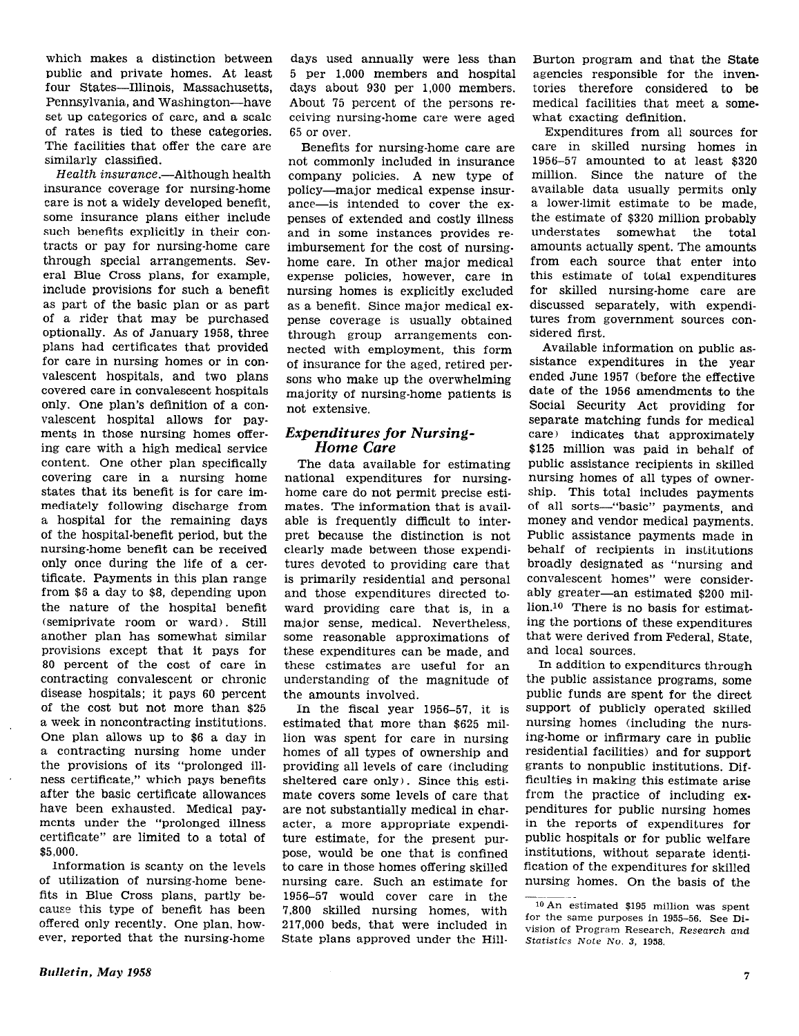which makes a distinction between public and private homes. At least four States—Illinois, Massachusetts, Pennsylvania, and Washington—have set up categories of care, and a scale of rates is tied to these categories. The facilities that offer the care are similarly classified.

*Health insurance.*—Although health insurance coverage for nursing-home care is not a widely developed benefit, some insurance plans either include such benefits explicitly in their contracts or pay for nursing-home care through special arrangements. Several Blue Cross plans, for example, include provisions for such a benefit as part of the basic plan or as part of a rider that may be purchased optionally. As of January 1958, three plans had certificates that provided for care in nursing homes or in convalescent hospitals, and two plans covered care in convalescent hospitals only. One plan's definition of a convalescent hospital allows for payments in those nursing homes offering care with a high medical service content. One other plan specifically covering care in a nursing home states that its benefit is for care immediately following discharge from a hospital for the remaining days of the hospital-benefit period, but the nursing-home benefit can be received only once during the life of a certificate. Payments in this plan range from $6 a day to $8, depending upon the nature of the hospital benefit (semiprivate room or ward). Still another plan has somewhat similar provisions except that it pays for 80 percent of the cost of care in contracting convalescent or chronic disease hospitals; it pays 60 percent of the cost but not more than $25 a week in noncontracting institutions. One plan allows up to $6 a day in a contracting nursing home under the provisions of its "prolonged illness certificate," which pays benefits after the basic certificate allowances have been exhausted. Medical payments under the "prolonged illness certificate" are limited to a total of $5,000.

Information is scanty on the levels of utilization of nursing-home benefits in Blue Cross plans, partly because this type of benefit has been offered only recently. One plan, however, reported that the nursing-home days used annually were less than 5 per 1,000 members and hospital days about 930 per 1,000 members. About 75 percent of the persons receiving nursing-home care were aged 65 or over.

Benefits for nursing-home care are not commonly included in insurance company policies. A new type of policy—major medical expense insurance—is intended to cover the expenses of extended and costly illness and in some instances provides reimbursement for the cost of nursing-home care. In other major medical expense policies, however, care in nursing homes is explicitly excluded as a benefit. Since major medical expense coverage is usually obtained through group arrangements connected with employment, this form of insurance for the aged, retired persons who make up the overwhelming majority of nursing-home patients is not extensive.

## *Expenditures for Nursing-Home Care*

The data available for estimating national expenditures for nursing-home care do not permit precise estimates. The information that is available is frequently difficult to interpret because the distinction is not clearly made between those expenditures devoted to providing care that is primarily residential and personal and those expenditures directed toward providing care that is, in a major sense, medical. Nevertheless, some reasonable approximations of these expenditures can be made, and these estimates are useful for an understanding of the magnitude of the amounts involved.

In the fiscal year 1956–57, it is estimated that more than $625 million was spent for care in nursing homes of all types of ownership and providing all levels of care (including sheltered care only). Since this estimate covers some levels of care that are not substantially medical in character, a more appropriate expenditure estimate, for the present purpose, would be one that is confined to care in those homes offering skilled nursing care. Such an estimate for 1956–57 would cover care in the 7,800 skilled nursing homes, with 217,000 beds, that were included in State plans approved under the Hill-Burton program and that the State agencies responsible for the inventories therefore considered to be medical facilities that meet a somewhat exacting definition.

Expenditures from all sources for care in skilled nursing homes in 1956–57 amounted to at least $320 million. Since the nature of the available data usually permits only a lower-limit estimate to be made, the estimate of $320 million probably understates somewhat the total amounts actually spent. The amounts from each source that enter into this estimate of total expenditures for skilled nursing-home care are discussed separately, with expenditures from government sources considered first.

Available information on public assistance expenditures in the year ended June 1957 (before the effective date of the 1956 amendments to the Social Security Act providing for separate matching funds for medical care) indicates that approximately $125 million was paid in behalf of public assistance recipients in skilled nursing homes of all types of ownership. This total includes payments of all sorts—"basic" payments, and money and vendor medical payments. Public assistance payments made in behalf of recipients in institutions broadly designated as "nursing and convalescent homes" were considerably greater—an estimated $200 million.[10] There is no basis for estimating the portions of these expenditures that were derived from Federal, State, and local sources.

In addition to expenditures through the public assistance programs, some public funds are spent for the direct support of publicly operated skilled nursing homes (including the nursing-home or infirmary care in public residential facilities) and for support grants to nonpublic institutions. Difficulties in making this estimate arise from the practice of including expenditures for public nursing homes in the reports of expenditures for public hospitals or for public welfare institutions, without separate identification of the expenditures for skilled nursing homes. On the basis of the

[10] An estimated $195 million was spent for the same purposes in 1955–56. See Division of Program Research, *Research and Statistics Note No. 3*, 1958.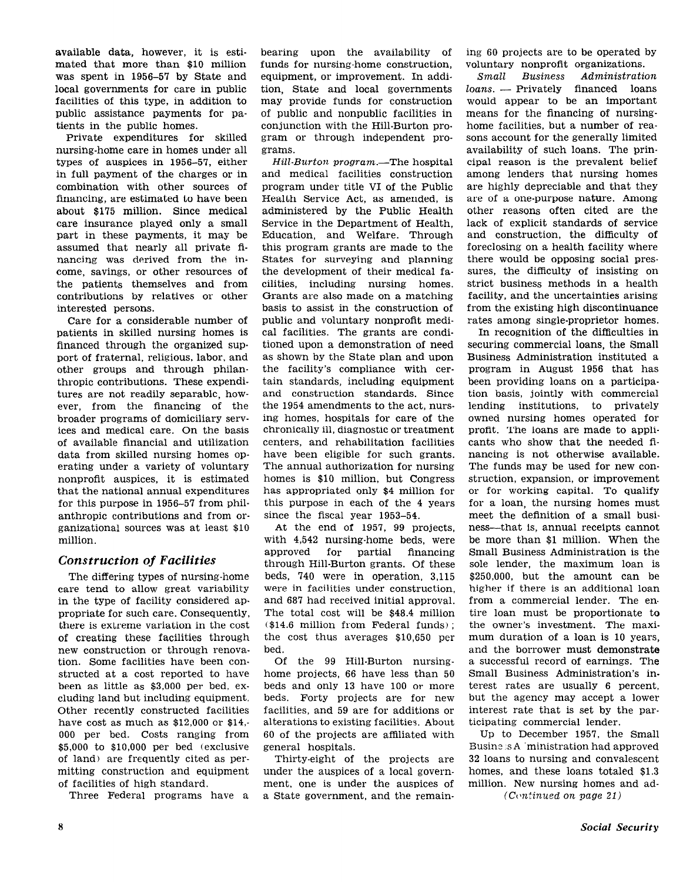available data, however, it is estimated that more than $10 million was spent in 1956–57 by State and local governments for care in public facilities of this type, in addition to public assistance payments for patients in the public homes.

Private expenditures for skilled nursing-home care in homes under all types of auspices in 1956–57, either in full payment of the charges or in combination with other sources of financing, are estimated to have been about $175 million. Since medical care insurance played only a small part in these payments, it may be assumed that nearly all private financing was derived from the income, savings, or other resources of the patients themselves and from contributions by relatives or other interested persons.

Care for a considerable number of patients in skilled nursing homes is financed through the organized support of fraternal, religious, labor, and other groups and through philanthropic contributions. These expenditures are not readily separable, however, from the financing of the broader programs of domiciliary services and medical care. On the basis of available financial and utilization data from skilled nursing homes operating under a variety of voluntary nonprofit auspices, it is estimated that the national annual expenditures for this purpose in 1956–57 from philanthropic contributions and from organizational sources was at least $10 million.

## *Construction of Facilities*

The differing types of nursing-home care tend to allow great variability in the type of facility considered appropriate for such care. Consequently, there is extreme variation in the cost of creating these facilities through new construction or through renovation. Some facilities have been constructed at a cost reported to have been as little as $3,000 per bed, excluding land but including equipment. Other recently constructed facilities have cost as much as $12,000 or $14,000 per bed. Costs ranging from $5,000 to $10,000 per bed (exclusive of land) are frequently cited as permitting construction and equipment of facilities of high standard.

Three Federal programs have a bearing upon the availability of funds for nursing-home construction, equipment, or improvement. In addition, State and local governments may provide funds for construction of public and nonpublic facilities in conjunction with the Hill-Burton program or through independent programs.

*Hill-Burton program.*—The hospital and medical facilities construction program under title VI of the Public Health Service Act, as amended, is administered by the Public Health Service in the Department of Health, Education, and Welfare. Through this program grants are made to the States for surveying and planning the development of their medical facilities, including nursing homes. Grants are also made on a matching basis to assist in the construction of public and voluntary nonprofit medical facilities. The grants are conditioned upon a demonstration of need as shown by the State plan and upon the facility's compliance with certain standards, including equipment and construction standards. Since the 1954 amendments to the act, nursing homes, hospitals for care of the chronically ill, diagnostic or treatment centers, and rehabilitation facilities have been eligible for such grants. The annual authorization for nursing homes is $10 million, but Congress has appropriated only $4 million for this purpose in each of the 4 years since the fiscal year 1953–54.

At the end of 1957, 99 projects, with 4,542 nursing-home beds, were approved for partial financing through Hill-Burton grants. Of these beds, 740 were in operation, 3,115 were in facilities under construction, and 687 had received initial approval. The total cost will be $48.4 million ($14.6 million from Federal funds); the cost thus averages $10,650 per bed.

Of the 99 Hill-Burton nursing-home projects, 66 have less than 50 beds and only 13 have 100 or more beds. Forty projects are for new facilities, and 59 are for additions or alterations to existing facilities. About 60 of the projects are affiliated with general hospitals.

Thirty-eight of the projects are under the auspices of a local government, one is under the auspices of a State government, and the remaining 60 projects are to be operated by voluntary nonprofit organizations.

*Small Business Administration loans.* — Privately financed loans would appear to be an important means for the financing of nursing-home facilities, but a number of reasons account for the generally limited availability of such loans. The principal reason is the prevalent belief among lenders that nursing homes are highly depreciable and that they are of a one-purpose nature. Among other reasons often cited are the lack of explicit standards of service and construction, the difficulty of foreclosing on a health facility where there would be opposing social pressures, the difficulty of insisting on strict business methods in a health facility, and the uncertainties arising from the existing high discontinuance rates among single-proprietor homes.

In recognition of the difficulties in securing commercial loans, the Small Business Administration instituted a program in August 1956 that has been providing loans on a participation basis, jointly with commercial lending institutions, to privately owned nursing homes operated for profit. The loans are made to applicants who show that the needed financing is not otherwise available. The funds may be used for new construction, expansion, or improvement or for working capital. To qualify for a loan, the nursing homes must meet the definition of a small business—that is, annual receipts cannot be more than $1 million. When the Small Business Administration is the sole lender, the maximum loan is $250,000, but the amount can be higher if there is an additional loan from a commercial lender. The entire loan must be proportionate to the owner's investment. The maximum duration of a loan is 10 years, and the borrower must demonstrate a successful record of earnings. The Small Business Administration's interest rates are usually 6 percent, but the agency may accept a lower interest rate that is set by the participating commercial lender.

Up to December 1957, the Small Business Administration had approved 32 loans to nursing and convalescent homes, and these loans totaled $1.3 million. New nursing homes and ad-

*(Continued on page 21)*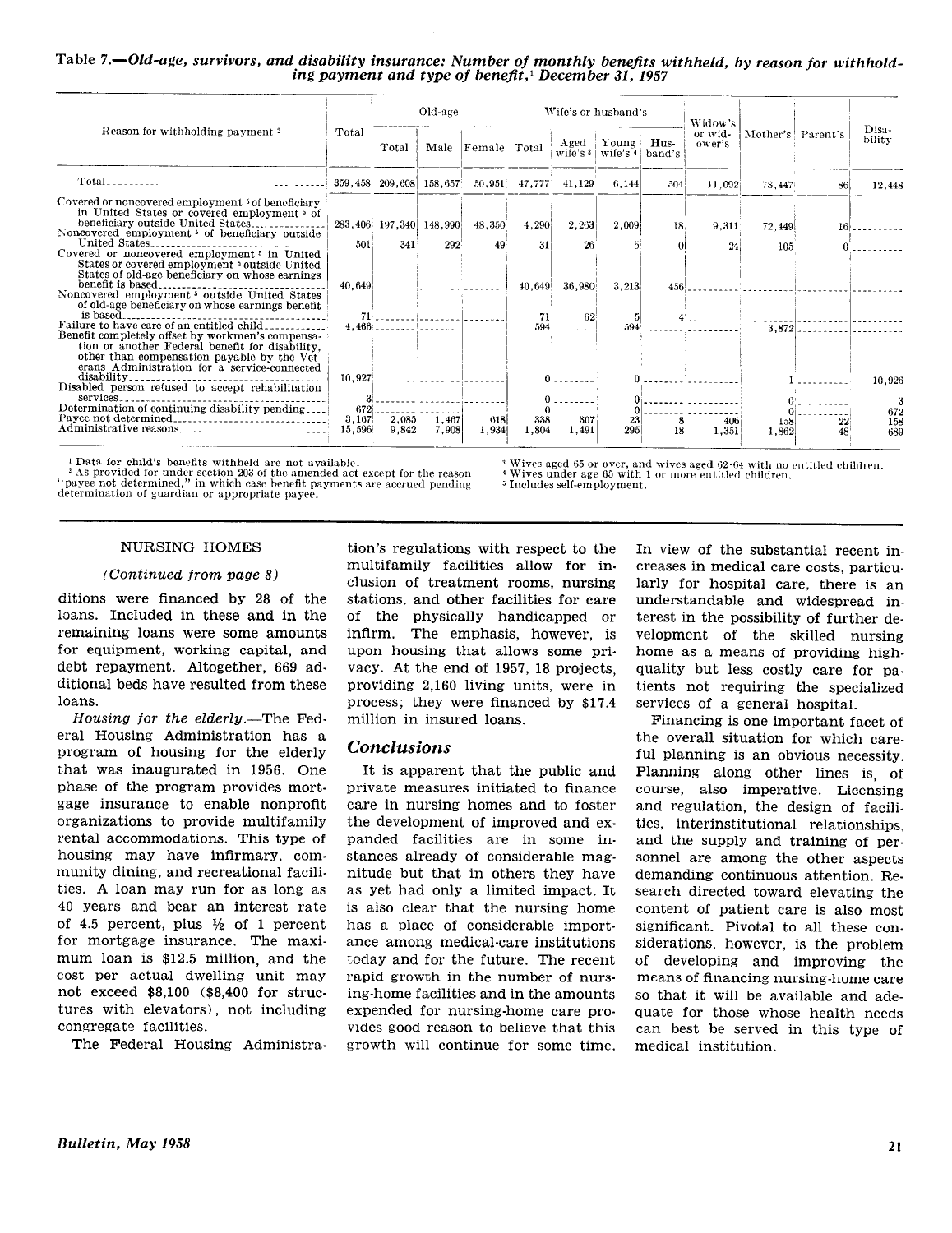**Table 7.—*Old-age, survivors, and disability insurance: Number of monthly benefits withheld, by reason for withholding payment and type of benefit,[1] December 31, 1957***

| Reason for withholding payment[2] | Total | Old-age | | | Wife's or husband's | | | | Widow's or widower's | Mother's | Parent's | Disability |
|---|---|---|---|---|---|---|---|---|---|---|---|---|
| | | Total | Male | Female | Total | Aged wife's[3] | Young wife's[4] | Husband's | | | | |
| Total | 359,458 | 209,608 | 158,657 | 50,951 | 47,777 | 41,129 | 6,144 | 504 | 11,092 | 78,447 | 86 | 12,448 |
| Covered or noncovered employment[5] of beneficiary in United States or covered employment[5] of beneficiary outside United States | 283,406 | 197,340 | 148,990 | 48,350 | 4,290 | 2,263 | 2,009 | 18 | 9,311 | 72,449 | 16 | ---------- |
| Noncovered employment[5] of beneficiary outside United States | 501 | 341 | 292 | 49 | 31 | 26 | 5 | 0 | 24 | 105 | 0 | ---------- |
| Covered or noncovered employment[5] in United States or covered employment[5] outside United States of old-age beneficiary on whose earnings benefit is based | 40,649 | ---------- | ---------- | ---------- | 40,649 | 36,980 | 3,213 | 456 | ---------- | ---------- | ---------- | ---------- |
| Noncovered employment[5] outside United States of old-age beneficiary on whose earnings benefit is based | 71 | ---------- | ---------- | ---------- | 71 | 62 | 5 | 4 | ---------- | ---------- | ---------- | ---------- |
| Failure to have care of an entitled child | 4,466 | ---------- | ---------- | ---------- | 594 | ---------- | 594 | ---------- | ---------- | 3,872 | ---------- | ---------- |
| Benefit completely offset by workmen's compensation or another Federal benefit for disability, other than compensation payable by the Veterans Administration for a service-connected disability | 10,927 | ---------- | ---------- | ---------- | 0 | ---------- | 0 | ---------- | ---------- | 1 | ---------- | 10,926 |
| Disabled person refused to accept rehabilitation services | 3 | ---------- | ---------- | ---------- | 0 | ---------- | 0 | ---------- | ---------- | 0 | ---------- | 3 |
| Determination of continuing disability pending | 672 | ---------- | ---------- | ---------- | 0 | ---------- | 0 | ---------- | ---------- | 0 | ---------- | 672 |
| Payee not determined | 3,167 | 2,085 | 1,467 | 618 | 338 | 307 | 23 | 8 | 406 | 158 | 22 | 158 |
| Administrative reasons | 15,596 | 9,842 | 7,908 | 1,934 | 1,804 | 1,491 | 295 | 18 | 1,351 | 1,862 | 48 | 689 |

[1] Data for child's benefits withheld are not available.
[2] As provided for under section 203 of the amended act except for the reason "payee not determined," in which case benefit payments are accrued pending determination of guardian or appropriate payee.
[3] Wives aged 65 or over, and wives aged 62-64 with no entitled children.
[4] Wives under age 65 with 1 or more entitled children.
[5] Includes self-employment.

## NURSING HOMES

*(Continued from page 8)*

ditions were financed by 28 of the loans. Included in these and in the remaining loans were some amounts for equipment, working capital, and debt repayment. Altogether, 669 additional beds have resulted from these loans.

*Housing for the elderly.*—The Federal Housing Administration has a program of housing for the elderly that was inaugurated in 1956. One phase of the program provides mortgage insurance to enable nonprofit organizations to provide multifamily rental accommodations. This type of housing may have infirmary, community dining, and recreational facilities. A loan may run for as long as 40 years and bear an interest rate of 4.5 percent, plus ½ of 1 percent for mortgage insurance. The maximum loan is $12.5 million, and the cost per actual dwelling unit may not exceed $8,100 ($8,400 for structures with elevators), not including congregate facilities.

The Federal Housing Administration's regulations with respect to the multifamily facilities allow for inclusion of treatment rooms, nursing stations, and other facilities for care of the physically handicapped or infirm. The emphasis, however, is upon housing that allows some privacy. At the end of 1957, 18 projects, providing 2,160 living units, were in process; they were financed by $17.4 million in insured loans.

### *Conclusions*

It is apparent that the public and private measures initiated to finance care in nursing homes and to foster the development of improved and expanded facilities are in some instances already of considerable magnitude but that in others they have as yet had only a limited impact. It is also clear that the nursing home has a place of considerable importance among medical-care institutions today and for the future. The recent rapid growth in the number of nursing-home facilities and in the amounts expended for nursing-home care provides good reason to believe that this growth will continue for some time. In view of the substantial recent increases in medical care costs, particularly for hospital care, there is an understandable and widespread interest in the possibility of further development of the skilled nursing home as a means of providing high-quality but less costly care for patients not requiring the specialized services of a general hospital.

Financing is one important facet of the overall situation for which careful planning is an obvious necessity. Planning along other lines is, of course, also imperative. Licensing and regulation, the design of facilities, interinstitutional relationships, and the supply and training of personnel are among the other aspects demanding continuous attention. Research directed toward elevating the content of patient care is also most significant. Pivotal to all these considerations, however, is the problem of developing and improving the means of financing nursing-home care so that it will be available and adequate for those whose health needs can best be served in this type of medical institution.